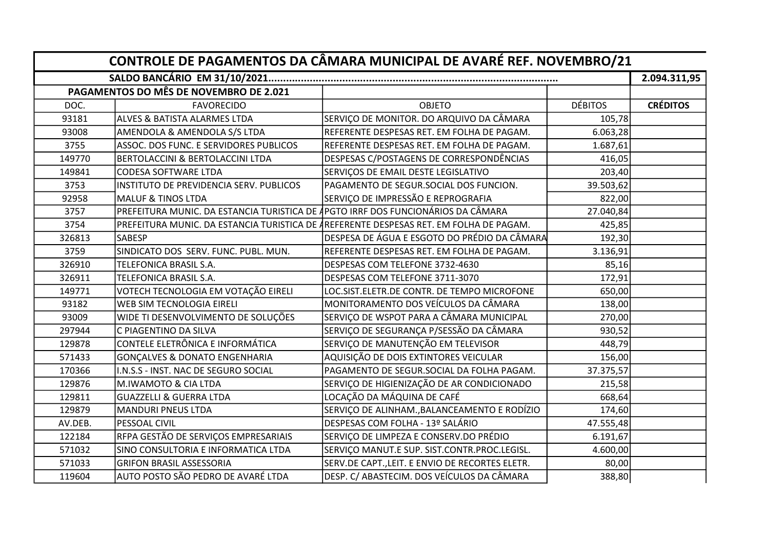| CONTROLE DE PAGAMENTOS DA CÂMARA MUNICIPAL DE AVARÉ REF. NOVEMBRO/21 | | | | |
|---|---|---|---|---|
| SALDO BANCÁRIO EM 31/10/2021.................................................................................................. | | | | 2.094.311,95 |
| PAGAMENTOS DO MÊS DE NOVEMBRO DE 2.021 | | | | |
| DOC. | FAVORECIDO | OBJETO | DÉBITOS | CRÉDITOS |
| 93181 | ALVES & BATISTA ALARMES LTDA | SERVIÇO DE MONITOR. DO ARQUIVO DA CÂMARA | 105,78 | |
| 93008 | AMENDOLA & AMENDOLA S/S LTDA | REFERENTE DESPESAS RET. EM FOLHA DE PAGAM. | 6.063,28 | |
| 3755 | ASSOC. DOS FUNC. E SERVIDORES PUBLICOS | REFERENTE DESPESAS RET. EM FOLHA DE PAGAM. | 1.687,61 | |
| 149770 | BERTOLACCINI & BERTOLACCINI LTDA | DESPESAS C/POSTAGENS DE CORRESPONDÊNCIAS | 416,05 | |
| 149841 | CODESA SOFTWARE LTDA | SERVIÇOS DE EMAIL DESTE LEGISLATIVO | 203,40 | |
| 3753 | INSTITUTO DE PREVIDENCIA SERV. PUBLICOS | PAGAMENTO DE SEGUR.SOCIAL DOS FUNCION. | 39.503,62 | |
| 92958 | MALUF & TINOS LTDA | SERVIÇO DE IMPRESSÃO E REPROGRAFIA | 822,00 | |
| 3757 | PREFEITURA MUNIC. DA ESTANCIA TURISTICA DE A | PGTO IRRF DOS FUNCIONÁRIOS DA CÂMARA | 27.040,84 | |
| 3754 | PREFEITURA MUNIC. DA ESTANCIA TURISTICA DE A | REFERENTE DESPESAS RET. EM FOLHA DE PAGAM. | 425,85 | |
| 326813 | SABESP | DESPESA DE ÁGUA E ESGOTO DO PRÉDIO DA CÂMARA | 192,30 | |
| 3759 | SINDICATO DOS SERV. FUNC. PUBL. MUN. | REFERENTE DESPESAS RET. EM FOLHA DE PAGAM. | 3.136,91 | |
| 326910 | TELEFONICA BRASIL S.A. | DESPESAS COM TELEFONE 3732-4630 | 85,16 | |
| 326911 | TELEFONICA BRASIL S.A. | DESPESAS COM TELEFONE 3711-3070 | 172,91 | |
| 149771 | VOTECH TECNOLOGIA EM VOTAÇÃO EIRELI | LOC.SIST.ELETR.DE CONTR. DE TEMPO MICROFONE | 650,00 | |
| 93182 | WEB SIM TECNOLOGIA EIRELI | MONITORAMENTO DOS VEÍCULOS DA CÂMARA | 138,00 | |
| 93009 | WIDE TI DESENVOLVIMENTO DE SOLUÇÕES | SERVIÇO DE WSPOT PARA A CÂMARA MUNICIPAL | 270,00 | |
| 297944 | C PIAGENTINO DA SILVA | SERVIÇO DE SEGURANÇA P/SESSÃO DA CÂMARA | 930,52 | |
| 129878 | CONTELE ELETRÔNICA E INFORMÁTICA | SERVIÇO DE MANUTENÇÃO EM TELEVISOR | 448,79 | |
| 571433 | GONÇALVES & DONATO ENGENHARIA | AQUISIÇÃO DE DOIS EXTINTORES VEICULAR | 156,00 | |
| 170366 | I.N.S.S - INST. NAC DE SEGURO SOCIAL | PAGAMENTO DE SEGUR.SOCIAL DA FOLHA PAGAM. | 37.375,57 | |
| 129876 | M.IWAMOTO & CIA LTDA | SERVIÇO DE HIGIENIZAÇÃO DE AR CONDICIONADO | 215,58 | |
| 129811 | GUAZZELLI & GUERRA LTDA | LOCAÇÃO DA MÁQUINA DE CAFÉ | 668,64 | |
| 129879 | MANDURI PNEUS LTDA | SERVIÇO DE ALINHAM.,BALANCEAMENTO E RODÍZIO | 174,60 | |
| AV.DEB. | PESSOAL CIVIL | DESPESAS COM FOLHA - 13º SALÁRIO | 47.555,48 | |
| 122184 | RFPA GESTÃO DE SERVIÇOS EMPRESARIAIS | SERVIÇO DE LIMPEZA E CONSERV.DO PRÉDIO | 6.191,67 | |
| 571032 | SINO CONSULTORIA E INFORMATICA LTDA | SERVIÇO MANUT.E SUP. SIST.CONTR.PROC.LEGISL. | 4.600,00 | |
| 571033 | GRIFON BRASIL ASSESSORIA | SERV.DE CAPT.,LEIT. E ENVIO DE RECORTES ELETR. | 80,00 | |
| 119604 | AUTO POSTO SÃO PEDRO DE AVARÉ LTDA | DESP. C/ ABASTECIM. DOS VEÍCULOS DA CÂMARA | 388,80 | |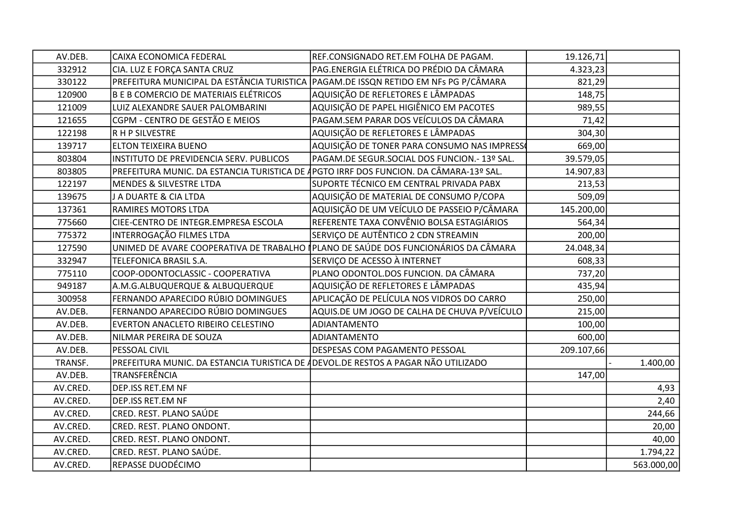| | | | | |
|---|---|---|---|---|
| AV.DEB. | CAIXA ECONOMICA FEDERAL | REF.CONSIGNADO RET.EM FOLHA DE PAGAM. | 19.126,71 | |
| 332912 | CIA. LUZ E FORÇA SANTA CRUZ | PAG.ENERGIA ELÉTRICA DO PRÉDIO DA CÂMARA | 4.323,23 | |
| 330122 | PREFEITURA MUNICIPAL DA ESTÂNCIA TURISTICA | PAGAM.DE ISSQN RETIDO EM NFs PG P/CÂMARA | 821,29 | |
| 120900 | B E B COMERCIO DE MATERIAIS ELÉTRICOS | AQUISIÇÃO DE REFLETORES E LÂMPADAS | 148,75 | |
| 121009 | LUIZ ALEXANDRE SAUER PALOMBARINI | AQUISIÇÃO DE PAPEL HIGIÊNICO EM PACOTES | 989,55 | |
| 121655 | CGPM - CENTRO DE GESTÃO E MEIOS | PAGAM.SEM PARAR DOS VEÍCULOS DA CÂMARA | 71,42 | |
| 122198 | R H P SILVESTRE | AQUISIÇÃO DE REFLETORES E LÂMPADAS | 304,30 | |
| 139717 | ELTON TEIXEIRA BUENO | AQUISIÇÃO DE TONER PARA CONSUMO NAS IMPRESS | 669,00 | |
| 803804 | INSTITUTO DE PREVIDENCIA SERV. PUBLICOS | PAGAM.DE SEGUR.SOCIAL DOS FUNCION.- 13º SAL. | 39.579,05 | |
| 803805 | PREFEITURA MUNIC. DA ESTANCIA TURISTICA DE A | PGTO IRRF DOS FUNCION. DA CÂMARA-13º SAL. | 14.907,83 | |
| 122197 | MENDES & SILVESTRE LTDA | SUPORTE TÉCNICO EM CENTRAL PRIVADA PABX | 213,53 | |
| 139675 | J A DUARTE & CIA LTDA | AQUISIÇÃO DE MATERIAL DE CONSUMO P/COPA | 509,09 | |
| 137361 | RAMIRES MOTORS LTDA | AQUISIÇÃO DE UM VEÍCULO DE PASSEIO P/CÂMARA | 145.200,00 | |
| 775660 | CIEE-CENTRO DE INTEGR.EMPRESA ESCOLA | REFERENTE TAXA CONVÊNIO BOLSA ESTAGIÁRIOS | 564,34 | |
| 775372 | INTERROGAÇÃO FILMES LTDA | SERVIÇO DE AUTÊNTICO 2 CDN STREAMIN | 200,00 | |
| 127590 | UNIMED DE AVARE COOPERATIVA DE TRABALHO M | PLANO DE SAÚDE DOS FUNCIONÁRIOS DA CÂMARA | 24.048,34 | |
| 332947 | TELEFONICA BRASIL S.A. | SERVIÇO DE ACESSO À INTERNET | 608,33 | |
| 775110 | COOP-ODONTOCLASSIC - COOPERATIVA | PLANO ODONTOL.DOS FUNCION. DA CÂMARA | 737,20 | |
| 949187 | A.M.G.ALBUQUERQUE & ALBUQUERQUE | AQUISIÇÃO DE REFLETORES E LÂMPADAS | 435,94 | |
| 300958 | FERNANDO APARECIDO RÚBIO DOMINGUES | APLICAÇÃO DE PELÍCULA NOS VIDROS DO CARRO | 250,00 | |
| AV.DEB. | FERNANDO APARECIDO RÚBIO DOMINGUES | AQUIS.DE UM JOGO DE CALHA DE CHUVA P/VEÍCULO | 215,00 | |
| AV.DEB. | EVERTON ANACLETO RIBEIRO CELESTINO | ADIANTAMENTO | 100,00 | |
| AV.DEB. | NILMAR PEREIRA DE SOUZA | ADIANTAMENTO | 600,00 | |
| AV.DEB. | PESSOAL CIVIL | DESPESAS COM PAGAMENTO PESSOAL | 209.107,66 | |
| TRANSF. | PREFEITURA MUNIC. DA ESTANCIA TURISTICA DE A | DEVOL.DE RESTOS A PAGAR NÃO UTILIZADO | | - 1.400,00 |
| AV.DEB. | TRANSFERÊNCIA | | 147,00 | |
| AV.CRED. | DEP.ISS RET.EM NF | | | 4,93 |
| AV.CRED. | DEP.ISS RET.EM NF | | | 2,40 |
| AV.CRED. | CRED. REST. PLANO SAÚDE | | | 244,66 |
| AV.CRED. | CRED. REST. PLANO ONDONT. | | | 20,00 |
| AV.CRED. | CRED. REST. PLANO ONDONT. | | | 40,00 |
| AV.CRED. | CRED. REST. PLANO SAÚDE. | | | 1.794,22 |
| AV.CRED. | REPASSE DUODÉCIMO | | | 563.000,00 |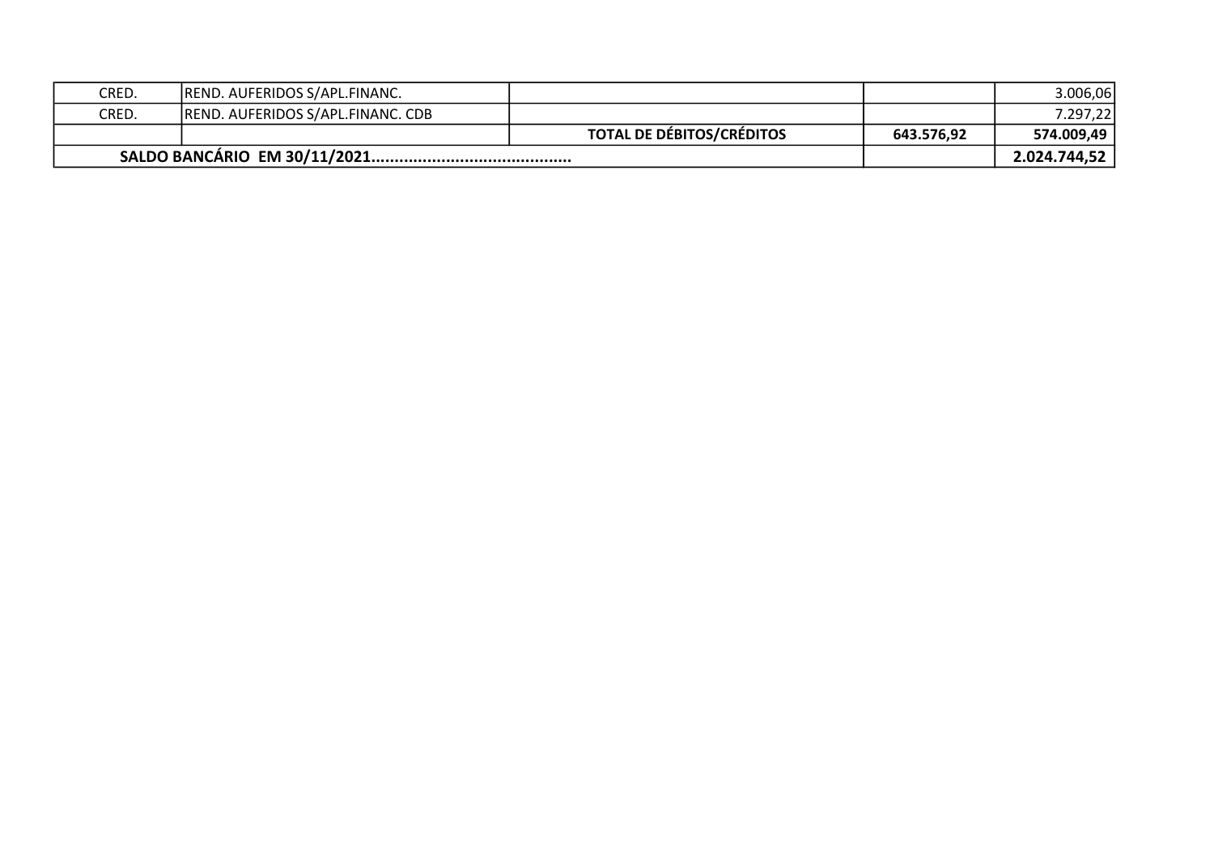| | | | | |
|---|---|---|---|---|
| CRED. | REND. AUFERIDOS S/APL.FINANC. | | | 3.006,06 |
| CRED. | REND. AUFERIDOS S/APL.FINANC. CDB | | | 7.297,22 |
| | | **TOTAL DE DÉBITOS/CRÉDITOS** | **643.576,92** | **574.009,49** |
| **SALDO BANCÁRIO EM 30/11/2021..........................................** | | | | **2.024.744,52** |